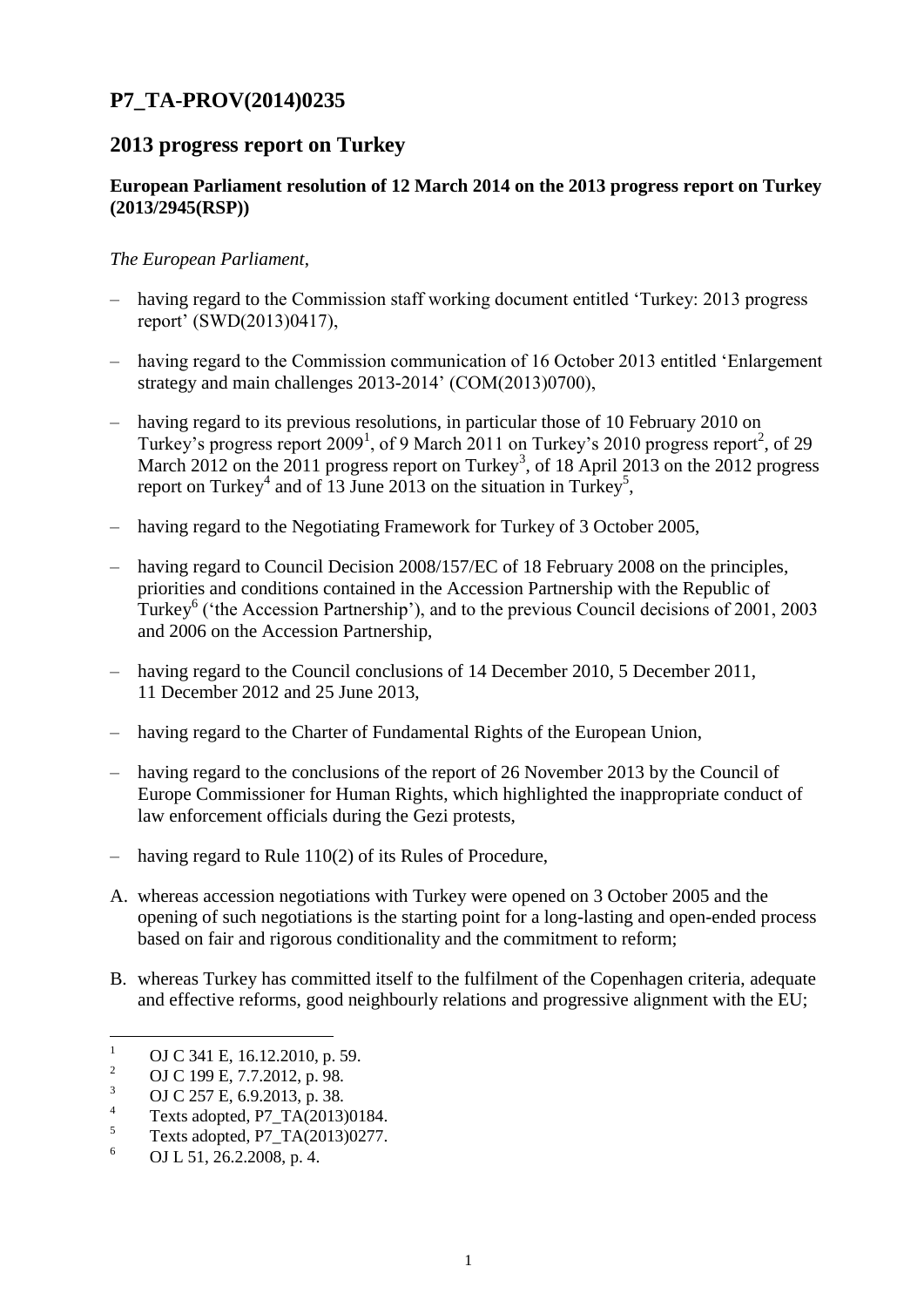# P7_TA-PROV(2014)0235

## 2013 progress report on Turkey

**European Parliament resolution of 12 March 2014 on the 2013 progress report on Turkey (2013/2945(RSP))**

*The European Parliament*,

– having regard to the Commission staff working document entitled 'Turkey: 2013 progress report' (SWD(2013)0417),

– having regard to the Commission communication of 16 October 2013 entitled 'Enlargement strategy and main challenges 2013-2014' (COM(2013)0700),

– having regard to its previous resolutions, in particular those of 10 February 2010 on Turkey's progress report 2009[1], of 9 March 2011 on Turkey's 2010 progress report[2], of 29 March 2012 on the 2011 progress report on Turkey[3], of 18 April 2013 on the 2012 progress report on Turkey[4] and of 13 June 2013 on the situation in Turkey[5],

– having regard to the Negotiating Framework for Turkey of 3 October 2005,

– having regard to Council Decision 2008/157/EC of 18 February 2008 on the principles, priorities and conditions contained in the Accession Partnership with the Republic of Turkey[6] ('the Accession Partnership'), and to the previous Council decisions of 2001, 2003 and 2006 on the Accession Partnership,

– having regard to the Council conclusions of 14 December 2010, 5 December 2011, 11 December 2012 and 25 June 2013,

– having regard to the Charter of Fundamental Rights of the European Union,

– having regard to the conclusions of the report of 26 November 2013 by the Council of Europe Commissioner for Human Rights, which highlighted the inappropriate conduct of law enforcement officials during the Gezi protests,

– having regard to Rule 110(2) of its Rules of Procedure,

A. whereas accession negotiations with Turkey were opened on 3 October 2005 and the opening of such negotiations is the starting point for a long-lasting and open-ended process based on fair and rigorous conditionality and the commitment to reform;

B. whereas Turkey has committed itself to the fulfilment of the Copenhagen criteria, adequate and effective reforms, good neighbourly relations and progressive alignment with the EU;

---

[1] OJ C 341 E, 16.12.2010, p. 59.
[2] OJ C 199 E, 7.7.2012, p. 98.
[3] OJ C 257 E, 6.9.2013, p. 38.
[4] Texts adopted, P7_TA(2013)0184.
[5] Texts adopted, P7_TA(2013)0277.
[6] OJ L 51, 26.2.2008, p. 4.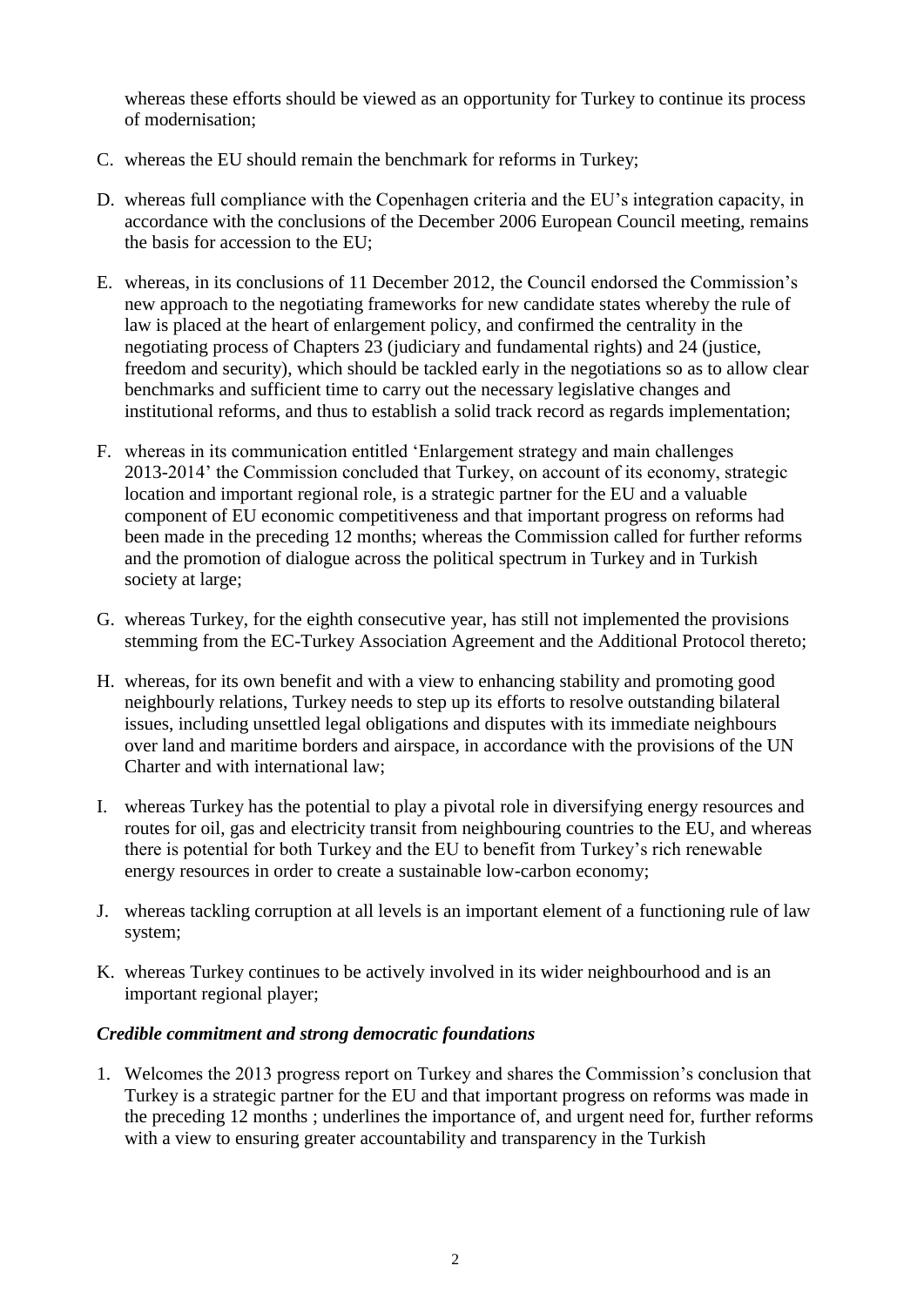whereas these efforts should be viewed as an opportunity for Turkey to continue its process of modernisation;

C. whereas the EU should remain the benchmark for reforms in Turkey;

D. whereas full compliance with the Copenhagen criteria and the EU's integration capacity, in accordance with the conclusions of the December 2006 European Council meeting, remains the basis for accession to the EU;

E. whereas, in its conclusions of 11 December 2012, the Council endorsed the Commission's new approach to the negotiating frameworks for new candidate states whereby the rule of law is placed at the heart of enlargement policy, and confirmed the centrality in the negotiating process of Chapters 23 (judiciary and fundamental rights) and 24 (justice, freedom and security), which should be tackled early in the negotiations so as to allow clear benchmarks and sufficient time to carry out the necessary legislative changes and institutional reforms, and thus to establish a solid track record as regards implementation;

F. whereas in its communication entitled 'Enlargement strategy and main challenges 2013-2014' the Commission concluded that Turkey, on account of its economy, strategic location and important regional role, is a strategic partner for the EU and a valuable component of EU economic competitiveness and that important progress on reforms had been made in the preceding 12 months; whereas the Commission called for further reforms and the promotion of dialogue across the political spectrum in Turkey and in Turkish society at large;

G. whereas Turkey, for the eighth consecutive year, has still not implemented the provisions stemming from the EC-Turkey Association Agreement and the Additional Protocol thereto;

H. whereas, for its own benefit and with a view to enhancing stability and promoting good neighbourly relations, Turkey needs to step up its efforts to resolve outstanding bilateral issues, including unsettled legal obligations and disputes with its immediate neighbours over land and maritime borders and airspace, in accordance with the provisions of the UN Charter and with international law;

I. whereas Turkey has the potential to play a pivotal role in diversifying energy resources and routes for oil, gas and electricity transit from neighbouring countries to the EU, and whereas there is potential for both Turkey and the EU to benefit from Turkey's rich renewable energy resources in order to create a sustainable low-carbon economy;

J. whereas tackling corruption at all levels is an important element of a functioning rule of law system;

K. whereas Turkey continues to be actively involved in its wider neighbourhood and is an important regional player;

### *Credible commitment and strong democratic foundations*

1. Welcomes the 2013 progress report on Turkey and shares the Commission's conclusion that Turkey is a strategic partner for the EU and that important progress on reforms was made in the preceding 12 months ; underlines the importance of, and urgent need for, further reforms with a view to ensuring greater accountability and transparency in the Turkish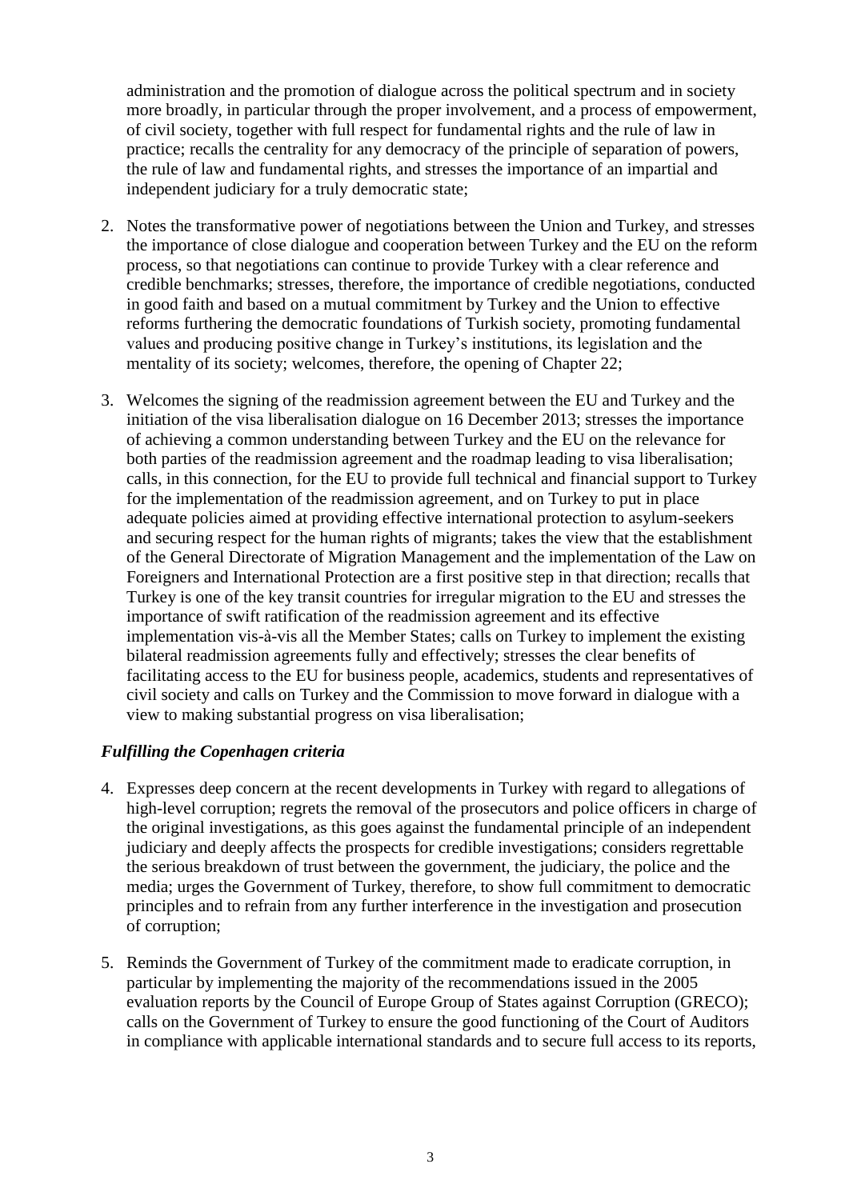administration and the promotion of dialogue across the political spectrum and in society more broadly, in particular through the proper involvement, and a process of empowerment, of civil society, together with full respect for fundamental rights and the rule of law in practice; recalls the centrality for any democracy of the principle of separation of powers, the rule of law and fundamental rights, and stresses the importance of an impartial and independent judiciary for a truly democratic state;

2. Notes the transformative power of negotiations between the Union and Turkey, and stresses the importance of close dialogue and cooperation between Turkey and the EU on the reform process, so that negotiations can continue to provide Turkey with a clear reference and credible benchmarks; stresses, therefore, the importance of credible negotiations, conducted in good faith and based on a mutual commitment by Turkey and the Union to effective reforms furthering the democratic foundations of Turkish society, promoting fundamental values and producing positive change in Turkey's institutions, its legislation and the mentality of its society; welcomes, therefore, the opening of Chapter 22;

3. Welcomes the signing of the readmission agreement between the EU and Turkey and the initiation of the visa liberalisation dialogue on 16 December 2013; stresses the importance of achieving a common understanding between Turkey and the EU on the relevance for both parties of the readmission agreement and the roadmap leading to visa liberalisation; calls, in this connection, for the EU to provide full technical and financial support to Turkey for the implementation of the readmission agreement, and on Turkey to put in place adequate policies aimed at providing effective international protection to asylum-seekers and securing respect for the human rights of migrants; takes the view that the establishment of the General Directorate of Migration Management and the implementation of the Law on Foreigners and International Protection are a first positive step in that direction; recalls that Turkey is one of the key transit countries for irregular migration to the EU and stresses the importance of swift ratification of the readmission agreement and its effective implementation vis-à-vis all the Member States; calls on Turkey to implement the existing bilateral readmission agreements fully and effectively; stresses the clear benefits of facilitating access to the EU for business people, academics, students and representatives of civil society and calls on Turkey and the Commission to move forward in dialogue with a view to making substantial progress on visa liberalisation;

### *Fulfilling the Copenhagen criteria*

4. Expresses deep concern at the recent developments in Turkey with regard to allegations of high-level corruption; regrets the removal of the prosecutors and police officers in charge of the original investigations, as this goes against the fundamental principle of an independent judiciary and deeply affects the prospects for credible investigations; considers regrettable the serious breakdown of trust between the government, the judiciary, the police and the media; urges the Government of Turkey, therefore, to show full commitment to democratic principles and to refrain from any further interference in the investigation and prosecution of corruption;

5. Reminds the Government of Turkey of the commitment made to eradicate corruption, in particular by implementing the majority of the recommendations issued in the 2005 evaluation reports by the Council of Europe Group of States against Corruption (GRECO); calls on the Government of Turkey to ensure the good functioning of the Court of Auditors in compliance with applicable international standards and to secure full access to its reports,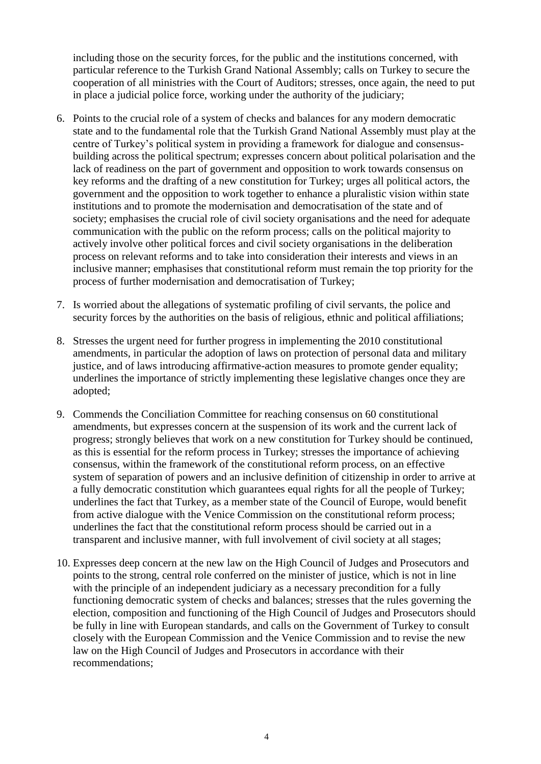including those on the security forces, for the public and the institutions concerned, with particular reference to the Turkish Grand National Assembly; calls on Turkey to secure the cooperation of all ministries with the Court of Auditors; stresses, once again, the need to put in place a judicial police force, working under the authority of the judiciary;

6. Points to the crucial role of a system of checks and balances for any modern democratic state and to the fundamental role that the Turkish Grand National Assembly must play at the centre of Turkey's political system in providing a framework for dialogue and consensus-building across the political spectrum; expresses concern about political polarisation and the lack of readiness on the part of government and opposition to work towards consensus on key reforms and the drafting of a new constitution for Turkey; urges all political actors, the government and the opposition to work together to enhance a pluralistic vision within state institutions and to promote the modernisation and democratisation of the state and of society; emphasises the crucial role of civil society organisations and the need for adequate communication with the public on the reform process; calls on the political majority to actively involve other political forces and civil society organisations in the deliberation process on relevant reforms and to take into consideration their interests and views in an inclusive manner; emphasises that constitutional reform must remain the top priority for the process of further modernisation and democratisation of Turkey;

7. Is worried about the allegations of systematic profiling of civil servants, the police and security forces by the authorities on the basis of religious, ethnic and political affiliations;

8. Stresses the urgent need for further progress in implementing the 2010 constitutional amendments, in particular the adoption of laws on protection of personal data and military justice, and of laws introducing affirmative-action measures to promote gender equality; underlines the importance of strictly implementing these legislative changes once they are adopted;

9. Commends the Conciliation Committee for reaching consensus on 60 constitutional amendments, but expresses concern at the suspension of its work and the current lack of progress; strongly believes that work on a new constitution for Turkey should be continued, as this is essential for the reform process in Turkey; stresses the importance of achieving consensus, within the framework of the constitutional reform process, on an effective system of separation of powers and an inclusive definition of citizenship in order to arrive at a fully democratic constitution which guarantees equal rights for all the people of Turkey; underlines the fact that Turkey, as a member state of the Council of Europe, would benefit from active dialogue with the Venice Commission on the constitutional reform process; underlines the fact that the constitutional reform process should be carried out in a transparent and inclusive manner, with full involvement of civil society at all stages;

10. Expresses deep concern at the new law on the High Council of Judges and Prosecutors and points to the strong, central role conferred on the minister of justice, which is not in line with the principle of an independent judiciary as a necessary precondition for a fully functioning democratic system of checks and balances; stresses that the rules governing the election, composition and functioning of the High Council of Judges and Prosecutors should be fully in line with European standards, and calls on the Government of Turkey to consult closely with the European Commission and the Venice Commission and to revise the new law on the High Council of Judges and Prosecutors in accordance with their recommendations;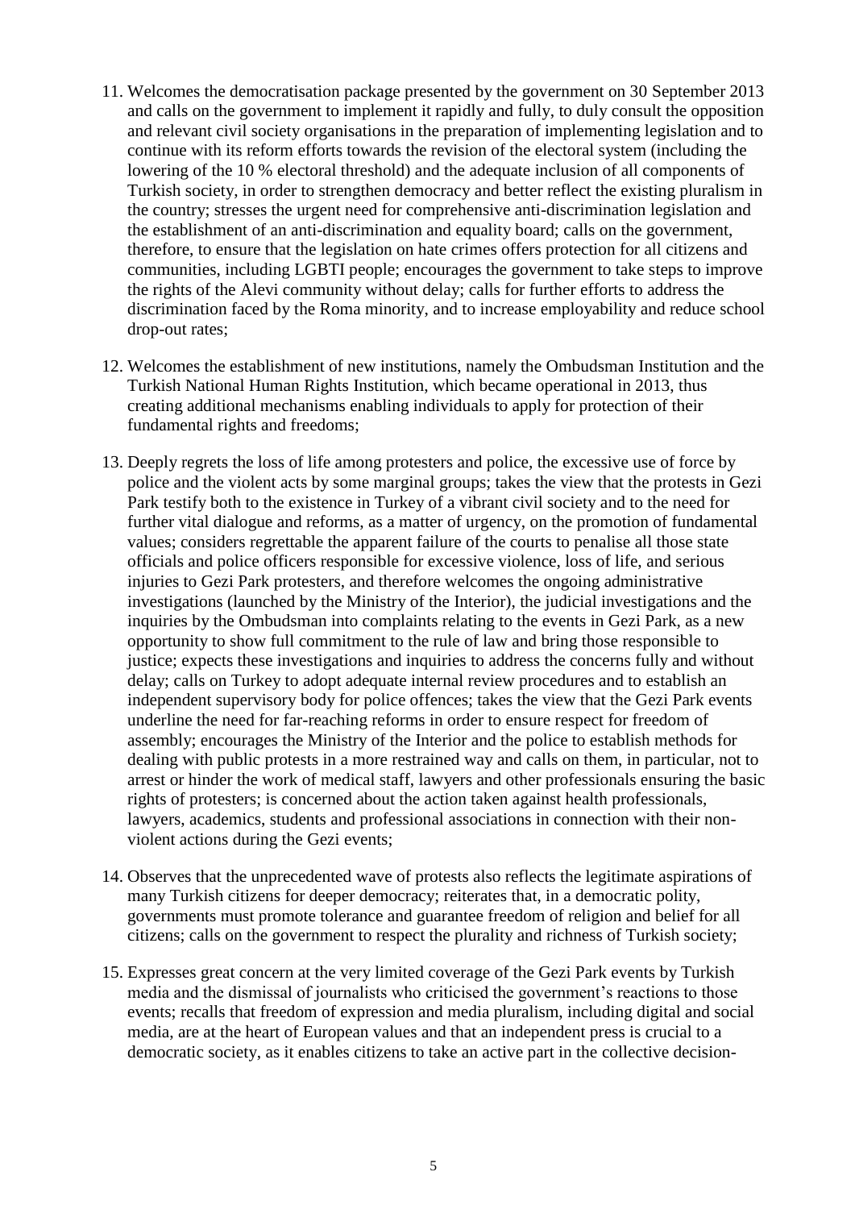11. Welcomes the democratisation package presented by the government on 30 September 2013 and calls on the government to implement it rapidly and fully, to duly consult the opposition and relevant civil society organisations in the preparation of implementing legislation and to continue with its reform efforts towards the revision of the electoral system (including the lowering of the 10 % electoral threshold) and the adequate inclusion of all components of Turkish society, in order to strengthen democracy and better reflect the existing pluralism in the country; stresses the urgent need for comprehensive anti-discrimination legislation and the establishment of an anti-discrimination and equality board; calls on the government, therefore, to ensure that the legislation on hate crimes offers protection for all citizens and communities, including LGBTI people; encourages the government to take steps to improve the rights of the Alevi community without delay; calls for further efforts to address the discrimination faced by the Roma minority, and to increase employability and reduce school drop-out rates;

12. Welcomes the establishment of new institutions, namely the Ombudsman Institution and the Turkish National Human Rights Institution, which became operational in 2013, thus creating additional mechanisms enabling individuals to apply for protection of their fundamental rights and freedoms;

13. Deeply regrets the loss of life among protesters and police, the excessive use of force by police and the violent acts by some marginal groups; takes the view that the protests in Gezi Park testify both to the existence in Turkey of a vibrant civil society and to the need for further vital dialogue and reforms, as a matter of urgency, on the promotion of fundamental values; considers regrettable the apparent failure of the courts to penalise all those state officials and police officers responsible for excessive violence, loss of life, and serious injuries to Gezi Park protesters, and therefore welcomes the ongoing administrative investigations (launched by the Ministry of the Interior), the judicial investigations and the inquiries by the Ombudsman into complaints relating to the events in Gezi Park, as a new opportunity to show full commitment to the rule of law and bring those responsible to justice; expects these investigations and inquiries to address the concerns fully and without delay; calls on Turkey to adopt adequate internal review procedures and to establish an independent supervisory body for police offences; takes the view that the Gezi Park events underline the need for far-reaching reforms in order to ensure respect for freedom of assembly; encourages the Ministry of the Interior and the police to establish methods for dealing with public protests in a more restrained way and calls on them, in particular, not to arrest or hinder the work of medical staff, lawyers and other professionals ensuring the basic rights of protesters; is concerned about the action taken against health professionals, lawyers, academics, students and professional associations in connection with their non-violent actions during the Gezi events;

14. Observes that the unprecedented wave of protests also reflects the legitimate aspirations of many Turkish citizens for deeper democracy; reiterates that, in a democratic polity, governments must promote tolerance and guarantee freedom of religion and belief for all citizens; calls on the government to respect the plurality and richness of Turkish society;

15. Expresses great concern at the very limited coverage of the Gezi Park events by Turkish media and the dismissal of journalists who criticised the government's reactions to those events; recalls that freedom of expression and media pluralism, including digital and social media, are at the heart of European values and that an independent press is crucial to a democratic society, as it enables citizens to take an active part in the collective decision-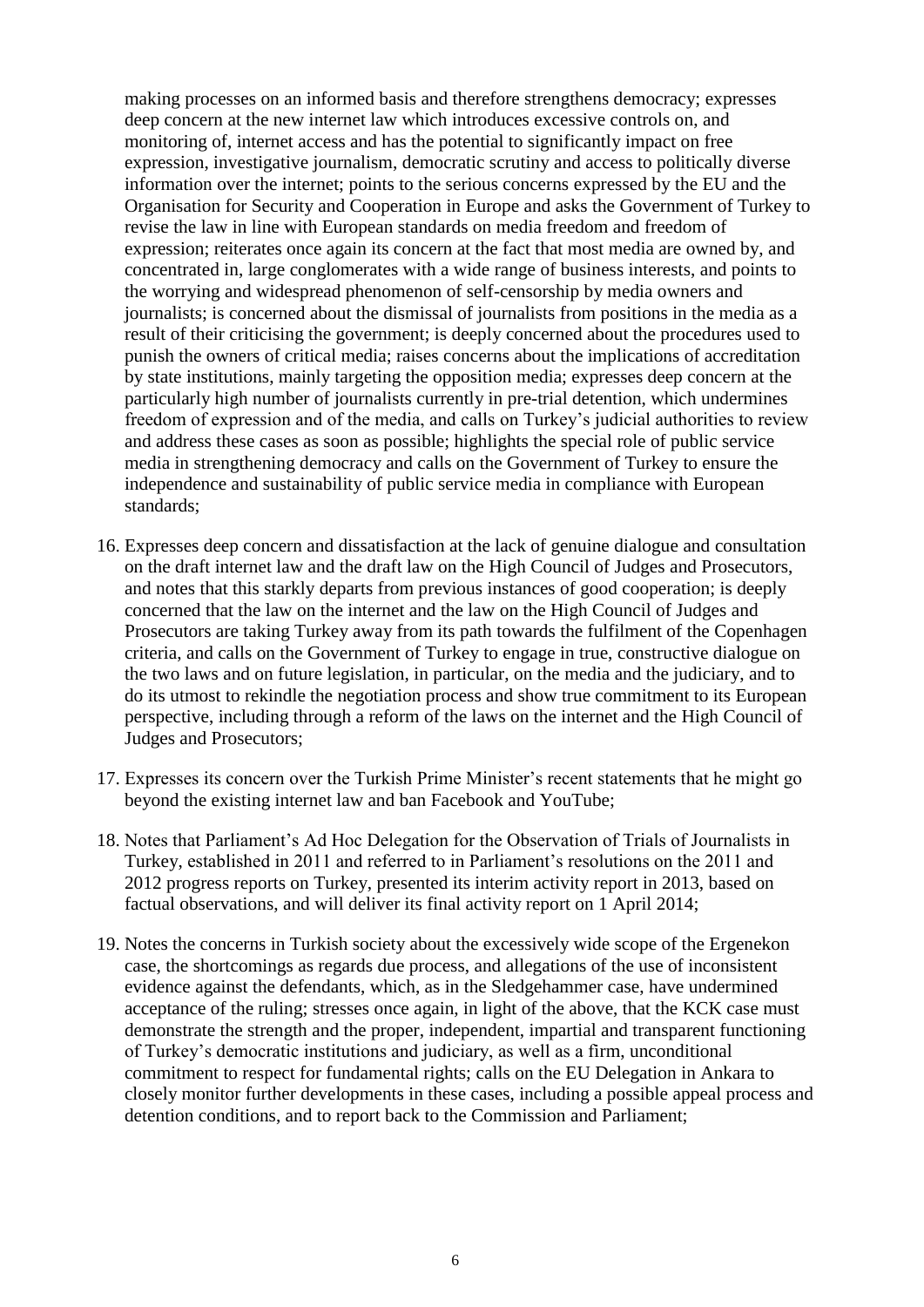making processes on an informed basis and therefore strengthens democracy; expresses deep concern at the new internet law which introduces excessive controls on, and monitoring of, internet access and has the potential to significantly impact on free expression, investigative journalism, democratic scrutiny and access to politically diverse information over the internet; points to the serious concerns expressed by the EU and the Organisation for Security and Cooperation in Europe and asks the Government of Turkey to revise the law in line with European standards on media freedom and freedom of expression; reiterates once again its concern at the fact that most media are owned by, and concentrated in, large conglomerates with a wide range of business interests, and points to the worrying and widespread phenomenon of self-censorship by media owners and journalists; is concerned about the dismissal of journalists from positions in the media as a result of their criticising the government; is deeply concerned about the procedures used to punish the owners of critical media; raises concerns about the implications of accreditation by state institutions, mainly targeting the opposition media; expresses deep concern at the particularly high number of journalists currently in pre-trial detention, which undermines freedom of expression and of the media, and calls on Turkey's judicial authorities to review and address these cases as soon as possible; highlights the special role of public service media in strengthening democracy and calls on the Government of Turkey to ensure the independence and sustainability of public service media in compliance with European standards;

16. Expresses deep concern and dissatisfaction at the lack of genuine dialogue and consultation on the draft internet law and the draft law on the High Council of Judges and Prosecutors, and notes that this starkly departs from previous instances of good cooperation; is deeply concerned that the law on the internet and the law on the High Council of Judges and Prosecutors are taking Turkey away from its path towards the fulfilment of the Copenhagen criteria, and calls on the Government of Turkey to engage in true, constructive dialogue on the two laws and on future legislation, in particular, on the media and the judiciary, and to do its utmost to rekindle the negotiation process and show true commitment to its European perspective, including through a reform of the laws on the internet and the High Council of Judges and Prosecutors;

17. Expresses its concern over the Turkish Prime Minister's recent statements that he might go beyond the existing internet law and ban Facebook and YouTube;

18. Notes that Parliament's Ad Hoc Delegation for the Observation of Trials of Journalists in Turkey, established in 2011 and referred to in Parliament's resolutions on the 2011 and 2012 progress reports on Turkey, presented its interim activity report in 2013, based on factual observations, and will deliver its final activity report on 1 April 2014;

19. Notes the concerns in Turkish society about the excessively wide scope of the Ergenekon case, the shortcomings as regards due process, and allegations of the use of inconsistent evidence against the defendants, which, as in the Sledgehammer case, have undermined acceptance of the ruling; stresses once again, in light of the above, that the KCK case must demonstrate the strength and the proper, independent, impartial and transparent functioning of Turkey's democratic institutions and judiciary, as well as a firm, unconditional commitment to respect for fundamental rights; calls on the EU Delegation in Ankara to closely monitor further developments in these cases, including a possible appeal process and detention conditions, and to report back to the Commission and Parliament;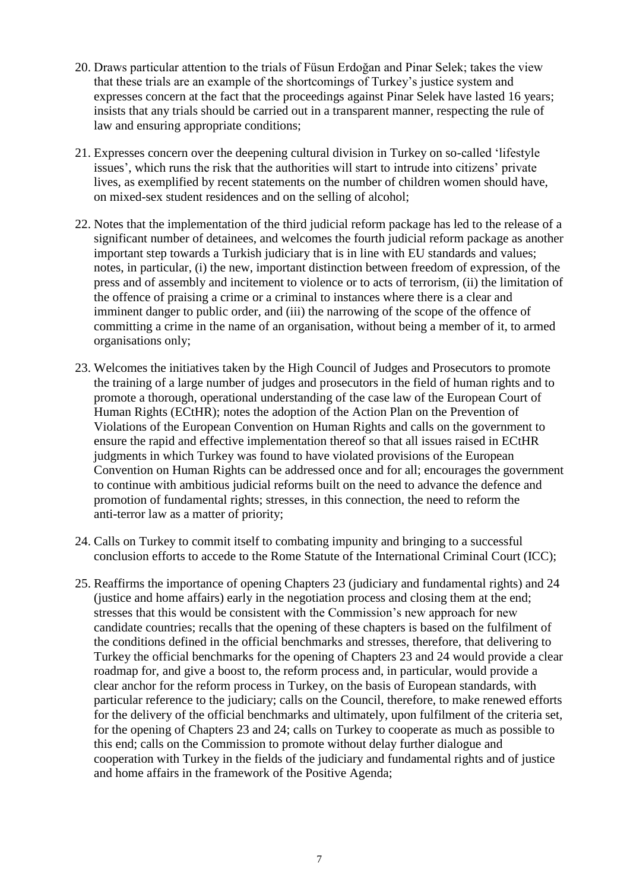20. Draws particular attention to the trials of Füsun Erdoğan and Pinar Selek; takes the view that these trials are an example of the shortcomings of Turkey's justice system and expresses concern at the fact that the proceedings against Pinar Selek have lasted 16 years; insists that any trials should be carried out in a transparent manner, respecting the rule of law and ensuring appropriate conditions;

21. Expresses concern over the deepening cultural division in Turkey on so-called 'lifestyle issues', which runs the risk that the authorities will start to intrude into citizens' private lives, as exemplified by recent statements on the number of children women should have, on mixed-sex student residences and on the selling of alcohol;

22. Notes that the implementation of the third judicial reform package has led to the release of a significant number of detainees, and welcomes the fourth judicial reform package as another important step towards a Turkish judiciary that is in line with EU standards and values; notes, in particular, (i) the new, important distinction between freedom of expression, of the press and of assembly and incitement to violence or to acts of terrorism, (ii) the limitation of the offence of praising a crime or a criminal to instances where there is a clear and imminent danger to public order, and (iii) the narrowing of the scope of the offence of committing a crime in the name of an organisation, without being a member of it, to armed organisations only;

23. Welcomes the initiatives taken by the High Council of Judges and Prosecutors to promote the training of a large number of judges and prosecutors in the field of human rights and to promote a thorough, operational understanding of the case law of the European Court of Human Rights (ECtHR); notes the adoption of the Action Plan on the Prevention of Violations of the European Convention on Human Rights and calls on the government to ensure the rapid and effective implementation thereof so that all issues raised in ECtHR judgments in which Turkey was found to have violated provisions of the European Convention on Human Rights can be addressed once and for all; encourages the government to continue with ambitious judicial reforms built on the need to advance the defence and promotion of fundamental rights; stresses, in this connection, the need to reform the anti-terror law as a matter of priority;

24. Calls on Turkey to commit itself to combating impunity and bringing to a successful conclusion efforts to accede to the Rome Statute of the International Criminal Court (ICC);

25. Reaffirms the importance of opening Chapters 23 (judiciary and fundamental rights) and 24 (justice and home affairs) early in the negotiation process and closing them at the end; stresses that this would be consistent with the Commission's new approach for new candidate countries; recalls that the opening of these chapters is based on the fulfilment of the conditions defined in the official benchmarks and stresses, therefore, that delivering to Turkey the official benchmarks for the opening of Chapters 23 and 24 would provide a clear roadmap for, and give a boost to, the reform process and, in particular, would provide a clear anchor for the reform process in Turkey, on the basis of European standards, with particular reference to the judiciary; calls on the Council, therefore, to make renewed efforts for the delivery of the official benchmarks and ultimately, upon fulfilment of the criteria set, for the opening of Chapters 23 and 24; calls on Turkey to cooperate as much as possible to this end; calls on the Commission to promote without delay further dialogue and cooperation with Turkey in the fields of the judiciary and fundamental rights and of justice and home affairs in the framework of the Positive Agenda;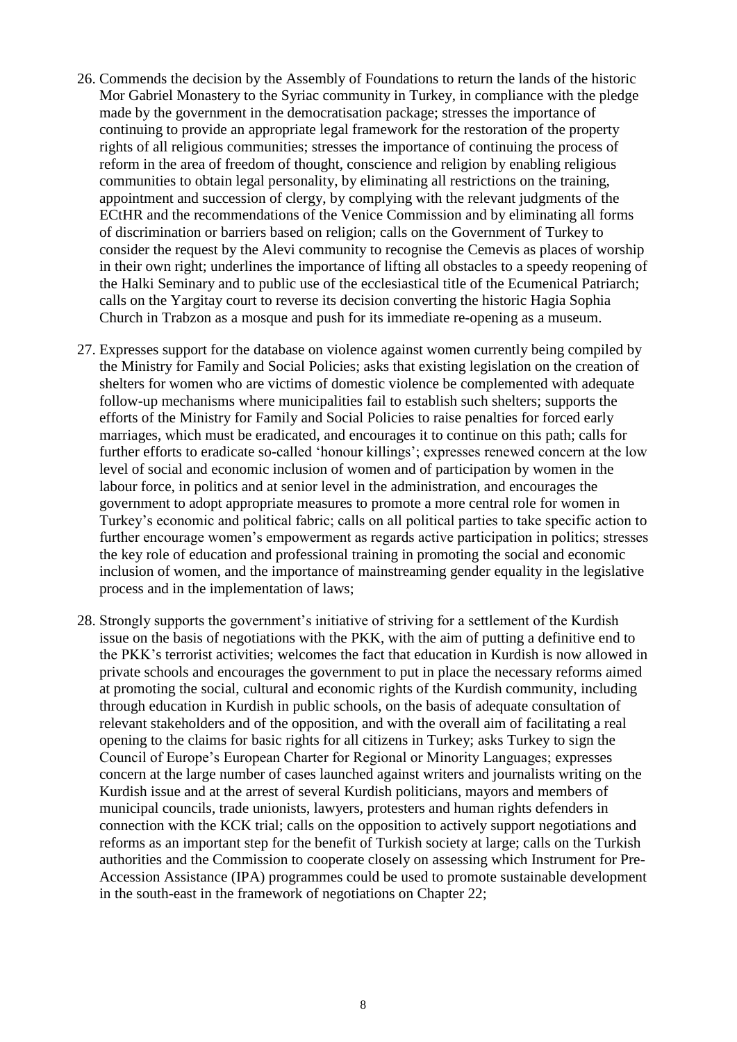26. Commends the decision by the Assembly of Foundations to return the lands of the historic Mor Gabriel Monastery to the Syriac community in Turkey, in compliance with the pledge made by the government in the democratisation package; stresses the importance of continuing to provide an appropriate legal framework for the restoration of the property rights of all religious communities; stresses the importance of continuing the process of reform in the area of freedom of thought, conscience and religion by enabling religious communities to obtain legal personality, by eliminating all restrictions on the training, appointment and succession of clergy, by complying with the relevant judgments of the ECtHR and the recommendations of the Venice Commission and by eliminating all forms of discrimination or barriers based on religion; calls on the Government of Turkey to consider the request by the Alevi community to recognise the Cemevis as places of worship in their own right; underlines the importance of lifting all obstacles to a speedy reopening of the Halki Seminary and to public use of the ecclesiastical title of the Ecumenical Patriarch; calls on the Yargitay court to reverse its decision converting the historic Hagia Sophia Church in Trabzon as a mosque and push for its immediate re-opening as a museum.

27. Expresses support for the database on violence against women currently being compiled by the Ministry for Family and Social Policies; asks that existing legislation on the creation of shelters for women who are victims of domestic violence be complemented with adequate follow-up mechanisms where municipalities fail to establish such shelters; supports the efforts of the Ministry for Family and Social Policies to raise penalties for forced early marriages, which must be eradicated, and encourages it to continue on this path; calls for further efforts to eradicate so-called 'honour killings'; expresses renewed concern at the low level of social and economic inclusion of women and of participation by women in the labour force, in politics and at senior level in the administration, and encourages the government to adopt appropriate measures to promote a more central role for women in Turkey's economic and political fabric; calls on all political parties to take specific action to further encourage women's empowerment as regards active participation in politics; stresses the key role of education and professional training in promoting the social and economic inclusion of women, and the importance of mainstreaming gender equality in the legislative process and in the implementation of laws;

28. Strongly supports the government's initiative of striving for a settlement of the Kurdish issue on the basis of negotiations with the PKK, with the aim of putting a definitive end to the PKK's terrorist activities; welcomes the fact that education in Kurdish is now allowed in private schools and encourages the government to put in place the necessary reforms aimed at promoting the social, cultural and economic rights of the Kurdish community, including through education in Kurdish in public schools, on the basis of adequate consultation of relevant stakeholders and of the opposition, and with the overall aim of facilitating a real opening to the claims for basic rights for all citizens in Turkey; asks Turkey to sign the Council of Europe's European Charter for Regional or Minority Languages; expresses concern at the large number of cases launched against writers and journalists writing on the Kurdish issue and at the arrest of several Kurdish politicians, mayors and members of municipal councils, trade unionists, lawyers, protesters and human rights defenders in connection with the KCK trial; calls on the opposition to actively support negotiations and reforms as an important step for the benefit of Turkish society at large; calls on the Turkish authorities and the Commission to cooperate closely on assessing which Instrument for Pre-Accession Assistance (IPA) programmes could be used to promote sustainable development in the south-east in the framework of negotiations on Chapter 22;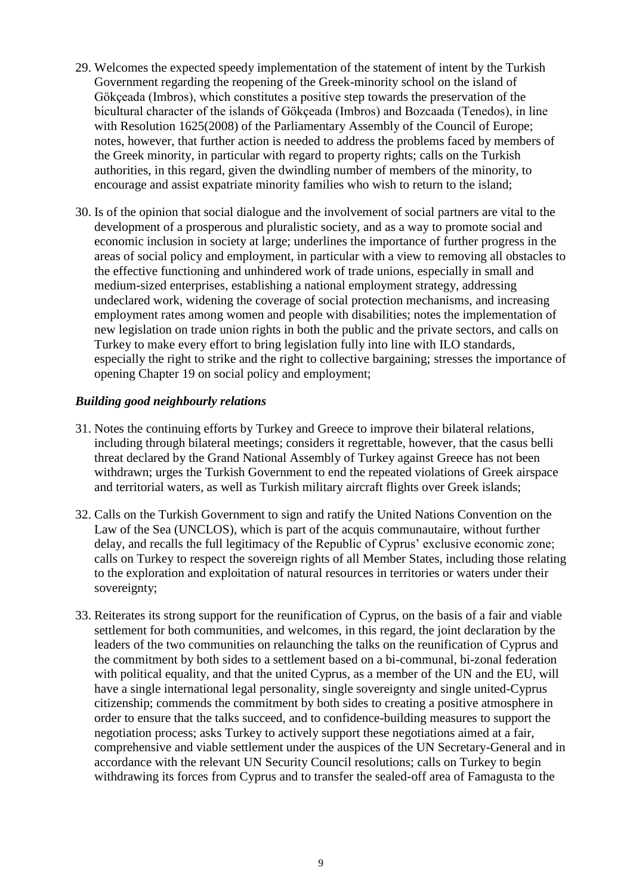29. Welcomes the expected speedy implementation of the statement of intent by the Turkish Government regarding the reopening of the Greek-minority school on the island of Gökçeada (Imbros), which constitutes a positive step towards the preservation of the bicultural character of the islands of Gökçeada (Imbros) and Bozcaada (Tenedos), in line with Resolution 1625(2008) of the Parliamentary Assembly of the Council of Europe; notes, however, that further action is needed to address the problems faced by members of the Greek minority, in particular with regard to property rights; calls on the Turkish authorities, in this regard, given the dwindling number of members of the minority, to encourage and assist expatriate minority families who wish to return to the island;

30. Is of the opinion that social dialogue and the involvement of social partners are vital to the development of a prosperous and pluralistic society, and as a way to promote social and economic inclusion in society at large; underlines the importance of further progress in the areas of social policy and employment, in particular with a view to removing all obstacles to the effective functioning and unhindered work of trade unions, especially in small and medium-sized enterprises, establishing a national employment strategy, addressing undeclared work, widening the coverage of social protection mechanisms, and increasing employment rates among women and people with disabilities; notes the implementation of new legislation on trade union rights in both the public and the private sectors, and calls on Turkey to make every effort to bring legislation fully into line with ILO standards, especially the right to strike and the right to collective bargaining; stresses the importance of opening Chapter 19 on social policy and employment;

### *Building good neighbourly relations*

31. Notes the continuing efforts by Turkey and Greece to improve their bilateral relations, including through bilateral meetings; considers it regrettable, however, that the casus belli threat declared by the Grand National Assembly of Turkey against Greece has not been withdrawn; urges the Turkish Government to end the repeated violations of Greek airspace and territorial waters, as well as Turkish military aircraft flights over Greek islands;

32. Calls on the Turkish Government to sign and ratify the United Nations Convention on the Law of the Sea (UNCLOS), which is part of the acquis communautaire, without further delay, and recalls the full legitimacy of the Republic of Cyprus' exclusive economic zone; calls on Turkey to respect the sovereign rights of all Member States, including those relating to the exploration and exploitation of natural resources in territories or waters under their sovereignty;

33. Reiterates its strong support for the reunification of Cyprus, on the basis of a fair and viable settlement for both communities, and welcomes, in this regard, the joint declaration by the leaders of the two communities on relaunching the talks on the reunification of Cyprus and the commitment by both sides to a settlement based on a bi-communal, bi-zonal federation with political equality, and that the united Cyprus, as a member of the UN and the EU, will have a single international legal personality, single sovereignty and single united-Cyprus citizenship; commends the commitment by both sides to creating a positive atmosphere in order to ensure that the talks succeed, and to confidence-building measures to support the negotiation process; asks Turkey to actively support these negotiations aimed at a fair, comprehensive and viable settlement under the auspices of the UN Secretary-General and in accordance with the relevant UN Security Council resolutions; calls on Turkey to begin withdrawing its forces from Cyprus and to transfer the sealed-off area of Famagusta to the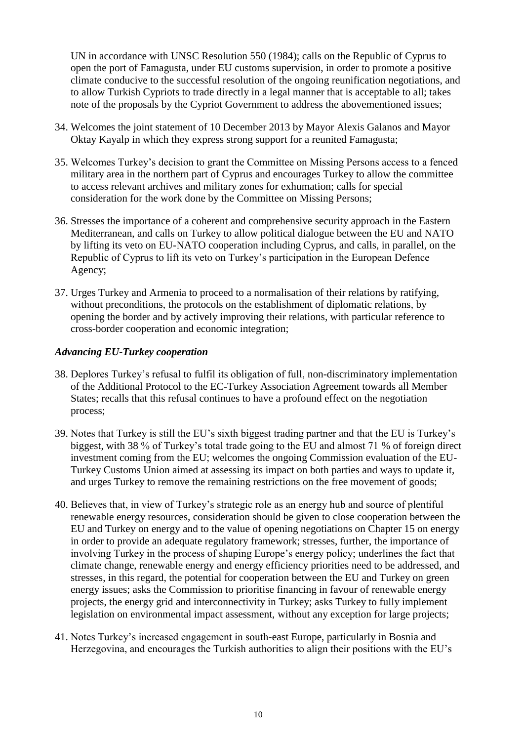UN in accordance with UNSC Resolution 550 (1984); calls on the Republic of Cyprus to open the port of Famagusta, under EU customs supervision, in order to promote a positive climate conducive to the successful resolution of the ongoing reunification negotiations, and to allow Turkish Cypriots to trade directly in a legal manner that is acceptable to all; takes note of the proposals by the Cypriot Government to address the abovementioned issues;

34. Welcomes the joint statement of 10 December 2013 by Mayor Alexis Galanos and Mayor Oktay Kayalp in which they express strong support for a reunited Famagusta;

35. Welcomes Turkey's decision to grant the Committee on Missing Persons access to a fenced military area in the northern part of Cyprus and encourages Turkey to allow the committee to access relevant archives and military zones for exhumation; calls for special consideration for the work done by the Committee on Missing Persons;

36. Stresses the importance of a coherent and comprehensive security approach in the Eastern Mediterranean, and calls on Turkey to allow political dialogue between the EU and NATO by lifting its veto on EU-NATO cooperation including Cyprus, and calls, in parallel, on the Republic of Cyprus to lift its veto on Turkey's participation in the European Defence Agency;

37. Urges Turkey and Armenia to proceed to a normalisation of their relations by ratifying, without preconditions, the protocols on the establishment of diplomatic relations, by opening the border and by actively improving their relations, with particular reference to cross-border cooperation and economic integration;

***Advancing EU-Turkey cooperation***

38. Deplores Turkey's refusal to fulfil its obligation of full, non-discriminatory implementation of the Additional Protocol to the EC-Turkey Association Agreement towards all Member States; recalls that this refusal continues to have a profound effect on the negotiation process;

39. Notes that Turkey is still the EU's sixth biggest trading partner and that the EU is Turkey's biggest, with 38 % of Turkey's total trade going to the EU and almost 71 % of foreign direct investment coming from the EU; welcomes the ongoing Commission evaluation of the EU-Turkey Customs Union aimed at assessing its impact on both parties and ways to update it, and urges Turkey to remove the remaining restrictions on the free movement of goods;

40. Believes that, in view of Turkey's strategic role as an energy hub and source of plentiful renewable energy resources, consideration should be given to close cooperation between the EU and Turkey on energy and to the value of opening negotiations on Chapter 15 on energy in order to provide an adequate regulatory framework; stresses, further, the importance of involving Turkey in the process of shaping Europe's energy policy; underlines the fact that climate change, renewable energy and energy efficiency priorities need to be addressed, and stresses, in this regard, the potential for cooperation between the EU and Turkey on green energy issues; asks the Commission to prioritise financing in favour of renewable energy projects, the energy grid and interconnectivity in Turkey; asks Turkey to fully implement legislation on environmental impact assessment, without any exception for large projects;

41. Notes Turkey's increased engagement in south-east Europe, particularly in Bosnia and Herzegovina, and encourages the Turkish authorities to align their positions with the EU's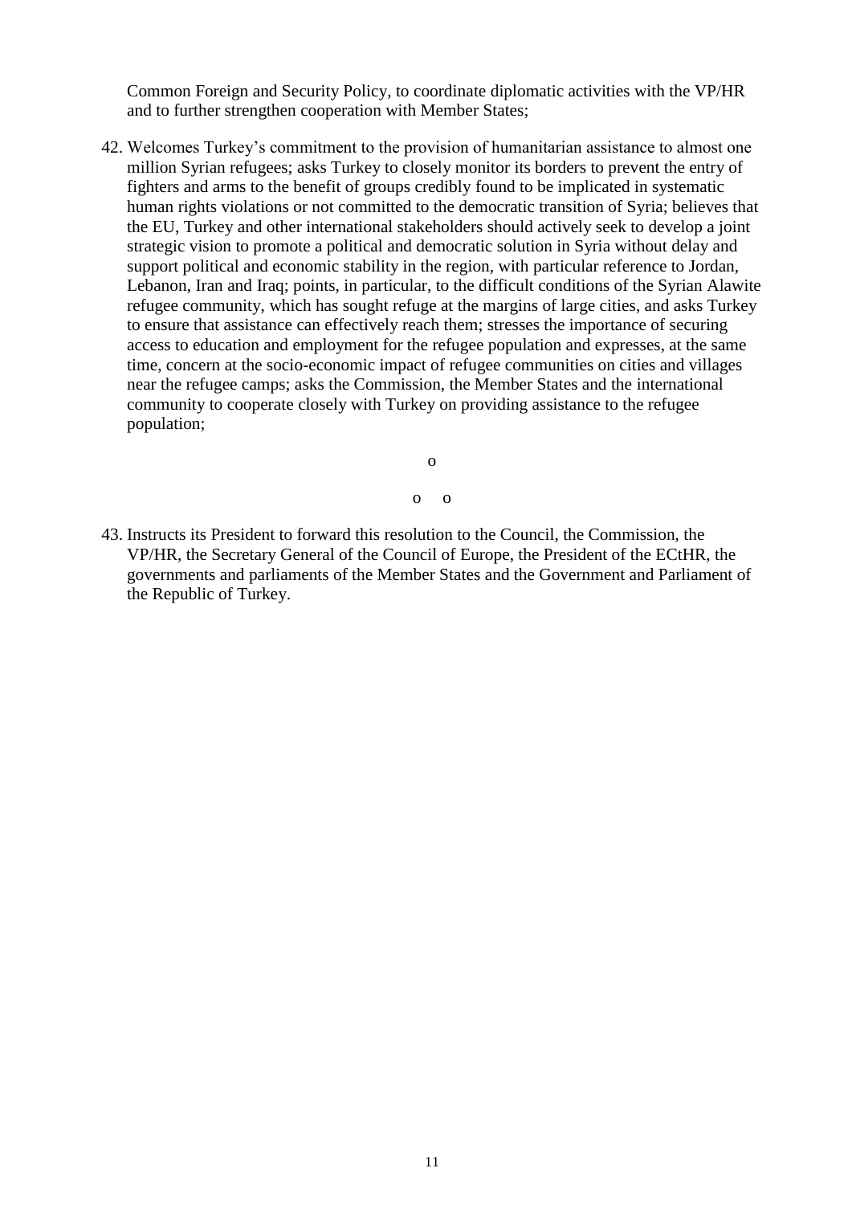Common Foreign and Security Policy, to coordinate diplomatic activities with the VP/HR and to further strengthen cooperation with Member States;

42. Welcomes Turkey's commitment to the provision of humanitarian assistance to almost one million Syrian refugees; asks Turkey to closely monitor its borders to prevent the entry of fighters and arms to the benefit of groups credibly found to be implicated in systematic human rights violations or not committed to the democratic transition of Syria; believes that the EU, Turkey and other international stakeholders should actively seek to develop a joint strategic vision to promote a political and democratic solution in Syria without delay and support political and economic stability in the region, with particular reference to Jordan, Lebanon, Iran and Iraq; points, in particular, to the difficult conditions of the Syrian Alawite refugee community, which has sought refuge at the margins of large cities, and asks Turkey to ensure that assistance can effectively reach them; stresses the importance of securing access to education and employment for the refugee population and expresses, at the same time, concern at the socio-economic impact of refugee communities on cities and villages near the refugee camps; asks the Commission, the Member States and the international community to cooperate closely with Turkey on providing assistance to the refugee population;

o

o o

43. Instructs its President to forward this resolution to the Council, the Commission, the VP/HR, the Secretary General of the Council of Europe, the President of the ECtHR, the governments and parliaments of the Member States and the Government and Parliament of the Republic of Turkey.